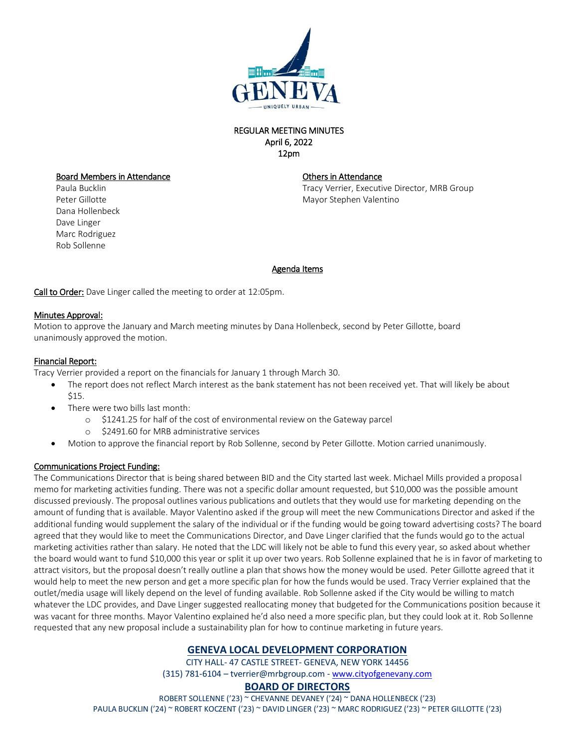# REGULAR MEETING MINUTES
April 6, 2022
12pm

**Board Members in Attendance**
Paula Bucklin
Peter Gillotte
Dana Hollenbeck
Dave Linger
Marc Rodriguez
Rob Sollenne

**Others in Attendance**
Tracy Verrier, Executive Director, MRB Group
Mayor Stephen Valentino

## Agenda Items

**Call to Order:** Dave Linger called the meeting to order at 12:05pm.

**Minutes Approval:**
Motion to approve the January and March meeting minutes by Dana Hollenbeck, second by Peter Gillotte, board unanimously approved the motion.

**Financial Report:**
Tracy Verrier provided a report on the financials for January 1 through March 30.

- The report does not reflect March interest as the bank statement has not been received yet. That will likely be about $15.
- There were two bills last month:
  - $1241.25 for half of the cost of environmental review on the Gateway parcel
  - $2491.60 for MRB administrative services
- Motion to approve the financial report by Rob Sollenne, second by Peter Gillotte. Motion carried unanimously.

**Communications Project Funding:**
The Communications Director that is being shared between BID and the City started last week. Michael Mills provided a proposal memo for marketing activities funding. There was not a specific dollar amount requested, but $10,000 was the possible amount discussed previously. The proposal outlines various publications and outlets that they would use for marketing depending on the amount of funding that is available. Mayor Valentino asked if the group will meet the new Communications Director and asked if the additional funding would supplement the salary of the individual or if the funding would be going toward advertising costs? The board agreed that they would like to meet the Communications Director, and Dave Linger clarified that the funds would go to the actual marketing activities rather than salary. He noted that the LDC will likely not be able to fund this every year, so asked about whether the board would want to fund $10,000 this year or split it up over two years. Rob Sollenne explained that he is in favor of marketing to attract visitors, but the proposal doesn't really outline a plan that shows how the money would be used. Peter Gillotte agreed that it would help to meet the new person and get a more specific plan for how the funds would be used. Tracy Verrier explained that the outlet/media usage will likely depend on the level of funding available. Rob Sollenne asked if the City would be willing to match whatever the LDC provides, and Dave Linger suggested reallocating money that budgeted for the Communications position because it was vacant for three months. Mayor Valentino explained he'd also need a more specific plan, but they could look at it. Rob Sollenne requested that any new proposal include a sustainability plan for how to continue marketing in future years.

**GENEVA LOCAL DEVELOPMENT CORPORATION**
CITY HALL- 47 CASTLE STREET- GENEVA, NEW YORK 14456
(315) 781-6104 – tverrier@mrbgroup.com - www.cityofgenevany.com

**BOARD OF DIRECTORS**
ROBERT SOLLENNE ('23) ~ CHEVANNE DEVANEY ('24) ~ DANA HOLLENBECK ('23)
PAULA BUCKLIN ('24) ~ ROBERT KOCZENT ('23) ~ DAVID LINGER ('23) ~ MARC RODRIGUEZ ('23) ~ PETER GILLOTTE ('23)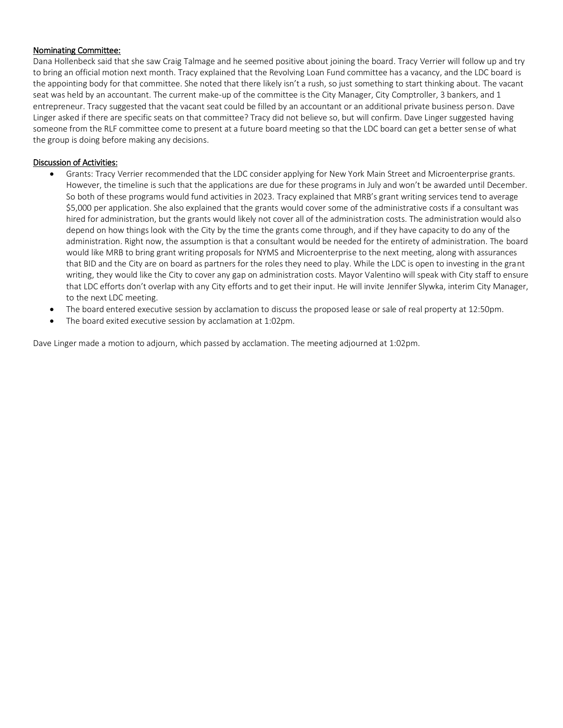## Nominating Committee:

Dana Hollenbeck said that she saw Craig Talmage and he seemed positive about joining the board. Tracy Verrier will follow up and try to bring an official motion next month. Tracy explained that the Revolving Loan Fund committee has a vacancy, and the LDC board is the appointing body for that committee. She noted that there likely isn't a rush, so just something to start thinking about. The vacant seat was held by an accountant. The current make-up of the committee is the City Manager, City Comptroller, 3 bankers, and 1 entrepreneur. Tracy suggested that the vacant seat could be filled by an accountant or an additional private business person. Dave Linger asked if there are specific seats on that committee? Tracy did not believe so, but will confirm. Dave Linger suggested having someone from the RLF committee come to present at a future board meeting so that the LDC board can get a better sense of what the group is doing before making any decisions.

## Discussion of Activities:

- Grants: Tracy Verrier recommended that the LDC consider applying for New York Main Street and Microenterprise grants. However, the timeline is such that the applications are due for these programs in July and won't be awarded until December. So both of these programs would fund activities in 2023. Tracy explained that MRB's grant writing services tend to average $5,000 per application. She also explained that the grants would cover some of the administrative costs if a consultant was hired for administration, but the grants would likely not cover all of the administration costs. The administration would also depend on how things look with the City by the time the grants come through, and if they have capacity to do any of the administration. Right now, the assumption is that a consultant would be needed for the entirety of administration. The board would like MRB to bring grant writing proposals for NYMS and Microenterprise to the next meeting, along with assurances that BID and the City are on board as partners for the roles they need to play. While the LDC is open to investing in the grant writing, they would like the City to cover any gap on administration costs. Mayor Valentino will speak with City staff to ensure that LDC efforts don't overlap with any City efforts and to get their input. He will invite Jennifer Slywka, interim City Manager, to the next LDC meeting.
- The board entered executive session by acclamation to discuss the proposed lease or sale of real property at 12:50pm.
- The board exited executive session by acclamation at 1:02pm.

Dave Linger made a motion to adjourn, which passed by acclamation. The meeting adjourned at 1:02pm.